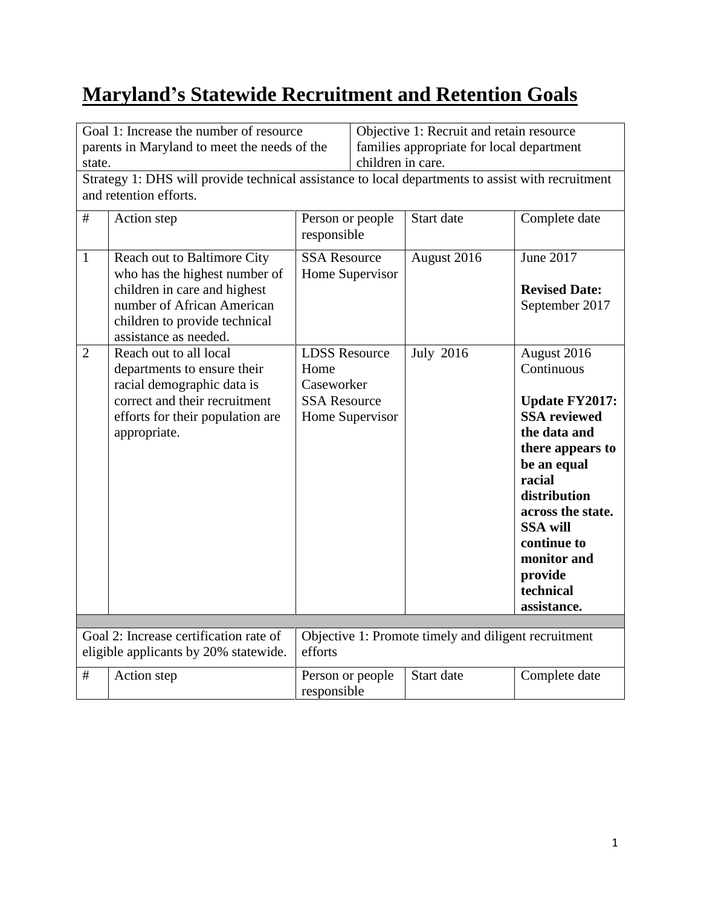# Maryland's Statewide Recruitment and Retention Goals

| Goal 1: Increase the number of resource parents in Maryland to meet the needs of the state. | | Objective 1: Recruit and retain resource families appropriate for local department children in care. | | |
|---|---|---|---|---|
| Strategy 1: DHS will provide technical assistance to local departments to assist with recruitment and retention efforts. | | | | |
| # | Action step | Person or people responsible | Start date | Complete date |
| 1 | Reach out to Baltimore City who has the highest number of children in care and highest number of African American children to provide technical assistance as needed. | SSA Resource Home Supervisor | August 2016 | June 2017<br><br>**Revised Date:** September 2017 |
| 2 | Reach out to all local departments to ensure their racial demographic data is correct and their recruitment efforts for their population are appropriate. | LDSS Resource Home Caseworker<br>SSA Resource Home Supervisor | July 2016 | August 2016<br>Continuous<br><br>**Update FY2017: SSA reviewed the data and there appears to be an equal racial distribution across the state. SSA will continue to monitor and provide technical assistance.** |

| Goal 2: Increase certification rate of eligible applicants by 20% statewide. | | Objective 1: Promote timely and diligent recruitment efforts | | |
|---|---|---|---|---|
| # | Action step | Person or people responsible | Start date | Complete date |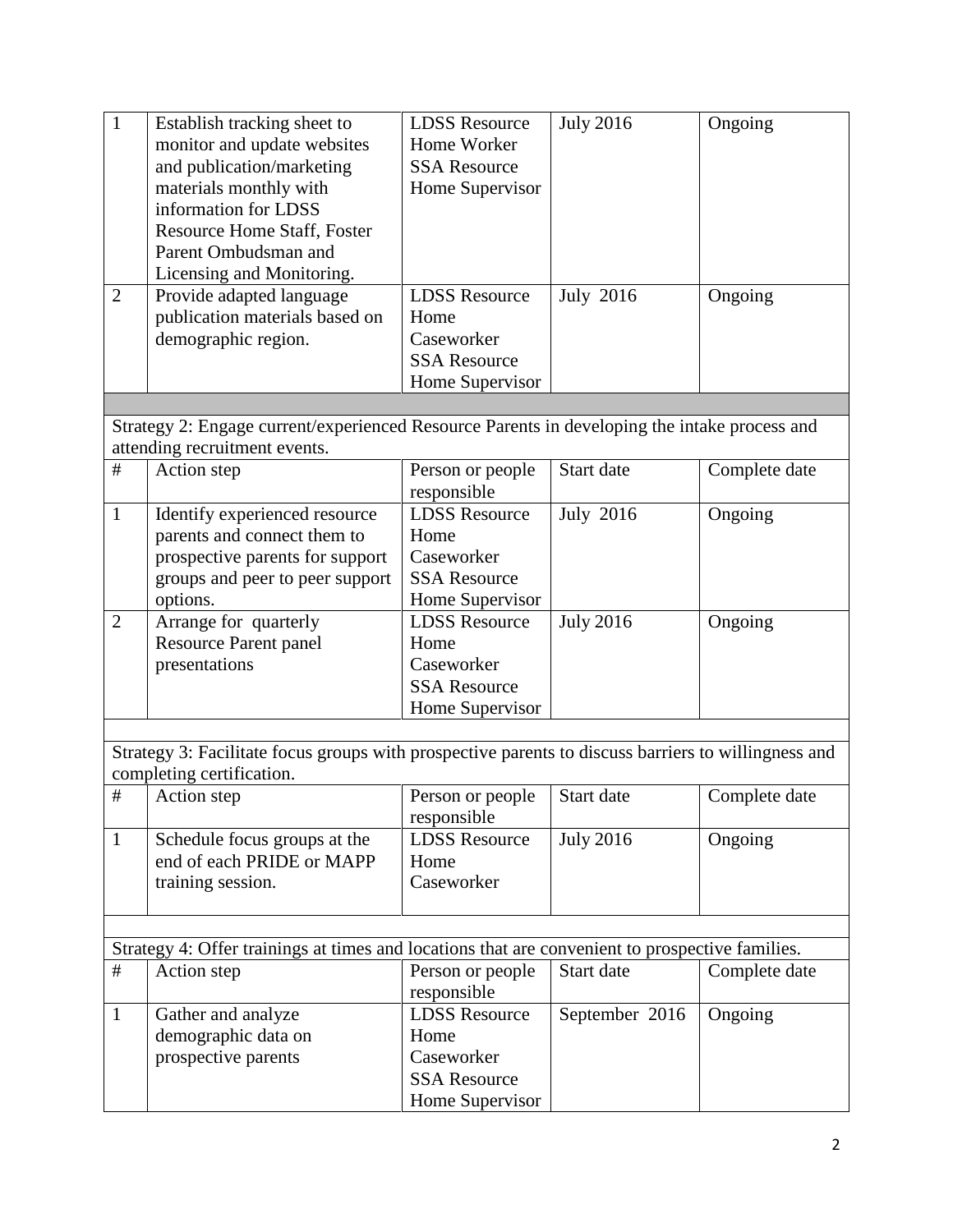| # | Action step | Person or people responsible | Start date | Complete date |
|---|---|---|---|---|
| 1 | Establish tracking sheet to monitor and update websites and publication/marketing materials monthly with information for LDSS Resource Home Staff, Foster Parent Ombudsman and Licensing and Monitoring. | LDSS Resource Home Worker SSA Resource Home Supervisor | July 2016 | Ongoing |
| 2 | Provide adapted language publication materials based on demographic region. | LDSS Resource Home Caseworker SSA Resource Home Supervisor | July 2016 | Ongoing |

Strategy 2: Engage current/experienced Resource Parents in developing the intake process and attending recruitment events.

| # | Action step | Person or people responsible | Start date | Complete date |
|---|---|---|---|---|
| 1 | Identify experienced resource parents and connect them to prospective parents for support groups and peer to peer support options. | LDSS Resource Home Caseworker SSA Resource Home Supervisor | July 2016 | Ongoing |
| 2 | Arrange for quarterly Resource Parent panel presentations | LDSS Resource Home Caseworker SSA Resource Home Supervisor | July 2016 | Ongoing |

Strategy 3: Facilitate focus groups with prospective parents to discuss barriers to willingness and completing certification.

| # | Action step | Person or people responsible | Start date | Complete date |
|---|---|---|---|---|
| 1 | Schedule focus groups at the end of each PRIDE or MAPP training session. | LDSS Resource Home Caseworker | July 2016 | Ongoing |

Strategy 4: Offer trainings at times and locations that are convenient to prospective families.

| # | Action step | Person or people responsible | Start date | Complete date |
|---|---|---|---|---|
| 1 | Gather and analyze demographic data on prospective parents | LDSS Resource Home Caseworker SSA Resource Home Supervisor | September 2016 | Ongoing |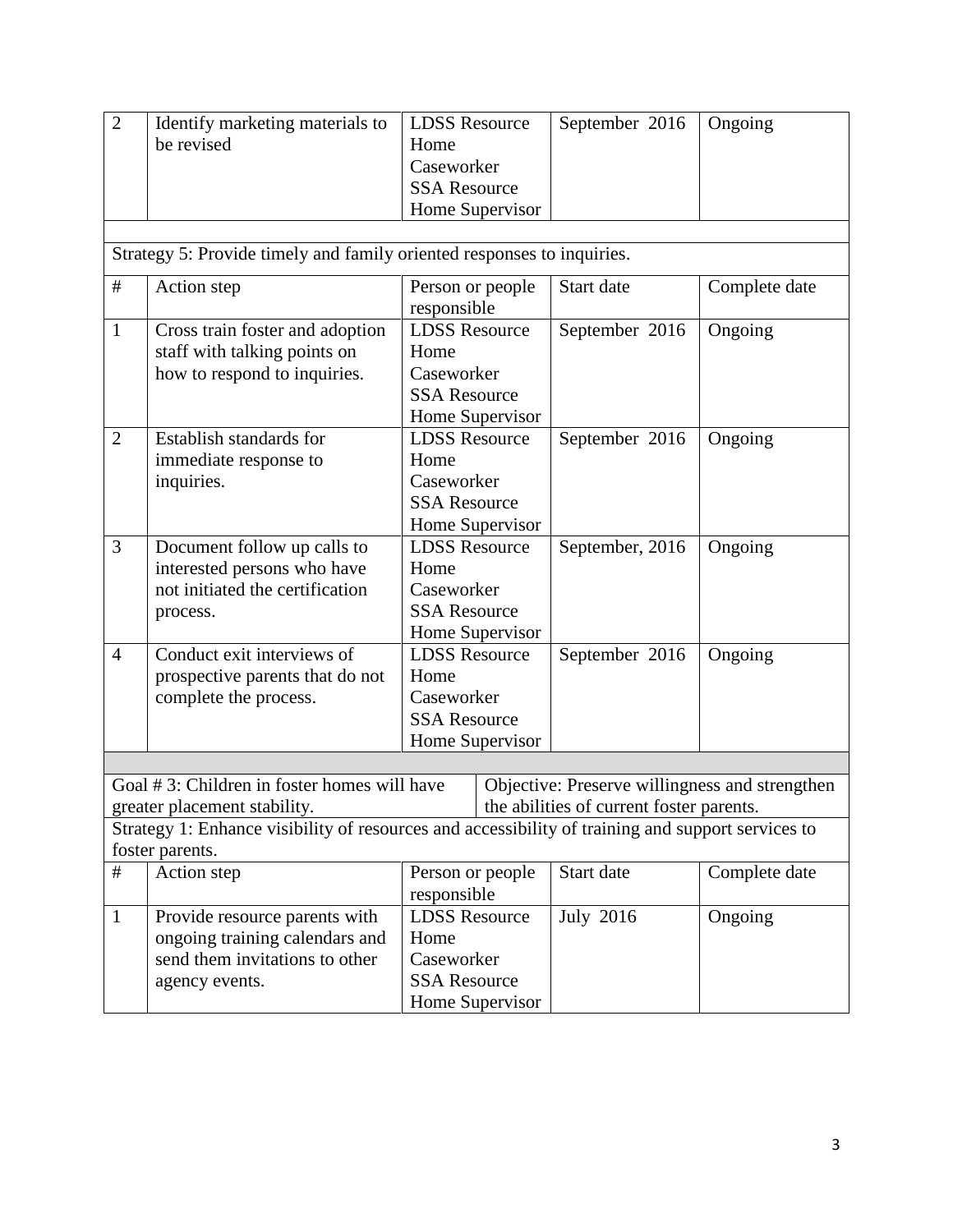| # | Action step | Person or people responsible | Start date | Complete date |
|---|---|---|---|---|
| 2 | Identify marketing materials to be revised | LDSS Resource Home Caseworker SSA Resource Home Supervisor | September 2016 | Ongoing |
| | | | | |
| Strategy 5: Provide timely and family oriented responses to inquiries. | | | | |
| # | Action step | Person or people responsible | Start date | Complete date |
| 1 | Cross train foster and adoption staff with talking points on how to respond to inquiries. | LDSS Resource Home Caseworker SSA Resource Home Supervisor | September 2016 | Ongoing |
| 2 | Establish standards for immediate response to inquiries. | LDSS Resource Home Caseworker SSA Resource Home Supervisor | September 2016 | Ongoing |
| 3 | Document follow up calls to interested persons who have not initiated the certification process. | LDSS Resource Home Caseworker SSA Resource Home Supervisor | September, 2016 | Ongoing |
| 4 | Conduct exit interviews of prospective parents that do not complete the process. | LDSS Resource Home Caseworker SSA Resource Home Supervisor | September 2016 | Ongoing |
| | | | | |
| Goal # 3: Children in foster homes will have greater placement stability. | | Objective: Preserve willingness and strengthen the abilities of current foster parents. | | |
| Strategy 1: Enhance visibility of resources and accessibility of training and support services to foster parents. | | | | |
| # | Action step | Person or people responsible | Start date | Complete date |
| 1 | Provide resource parents with ongoing training calendars and send them invitations to other agency events. | LDSS Resource Home Caseworker SSA Resource Home Supervisor | July 2016 | Ongoing |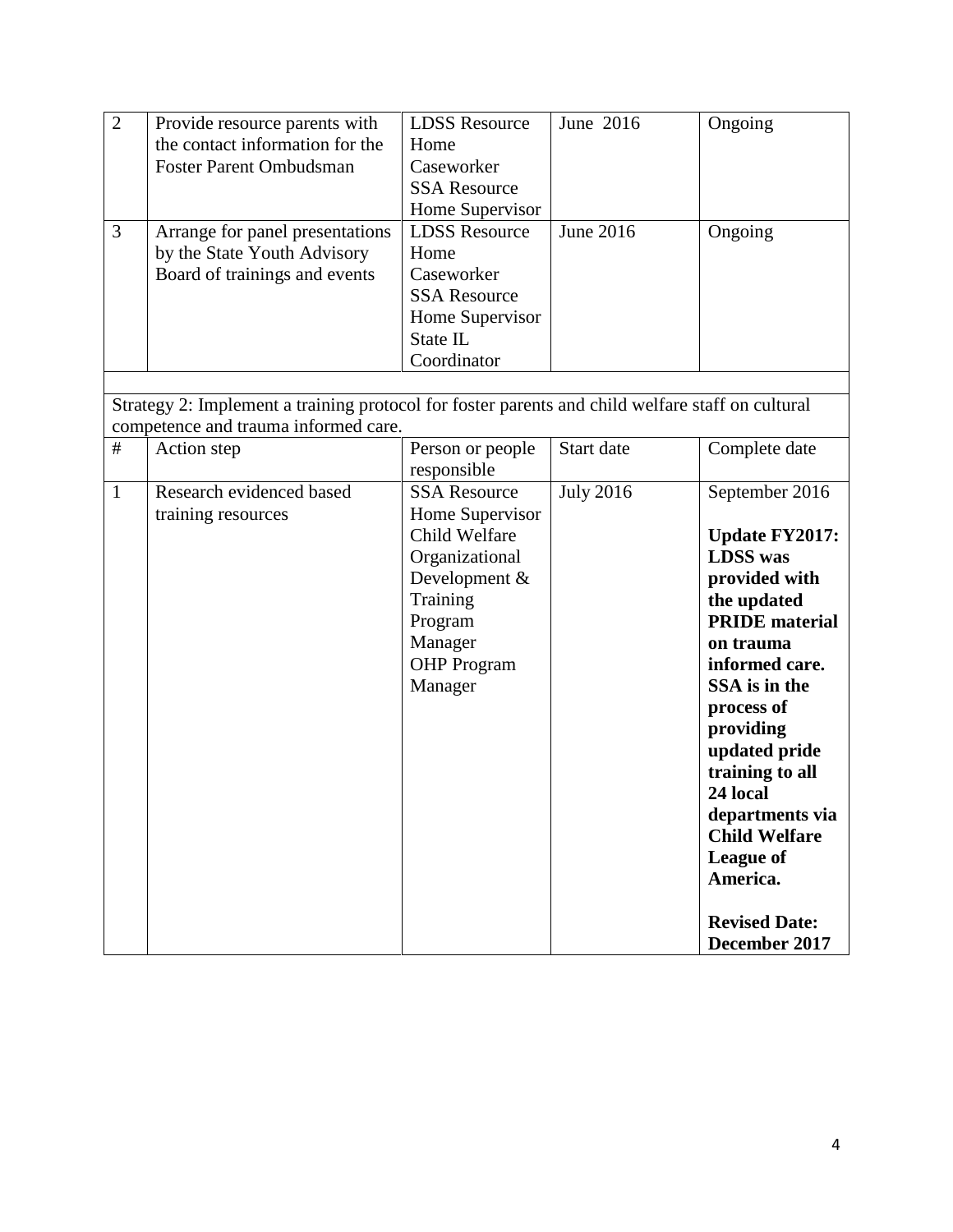| # | Action step | Person or people responsible | Start date | Complete date |
|---|---|---|---|---|
| 2 | Provide resource parents with the contact information for the Foster Parent Ombudsman | LDSS Resource Home Caseworker SSA Resource Home Supervisor | June 2016 | Ongoing |
| 3 | Arrange for panel presentations by the State Youth Advisory Board of trainings and events | LDSS Resource Home Caseworker SSA Resource Home Supervisor State IL Coordinator | June 2016 | Ongoing |

Strategy 2: Implement a training protocol for foster parents and child welfare staff on cultural competence and trauma informed care.

| # | Action step | Person or people responsible | Start date | Complete date |
|---|---|---|---|---|
| 1 | Research evidenced based training resources | SSA Resource Home Supervisor Child Welfare Organizational Development & Training Program Manager OHP Program Manager | July 2016 | September 2016 **Update FY2017: LDSS was provided with the updated PRIDE material on trauma informed care. SSA is in the process of providing updated pride training to all 24 local departments via Child Welfare League of America.** **Revised Date: December 2017** |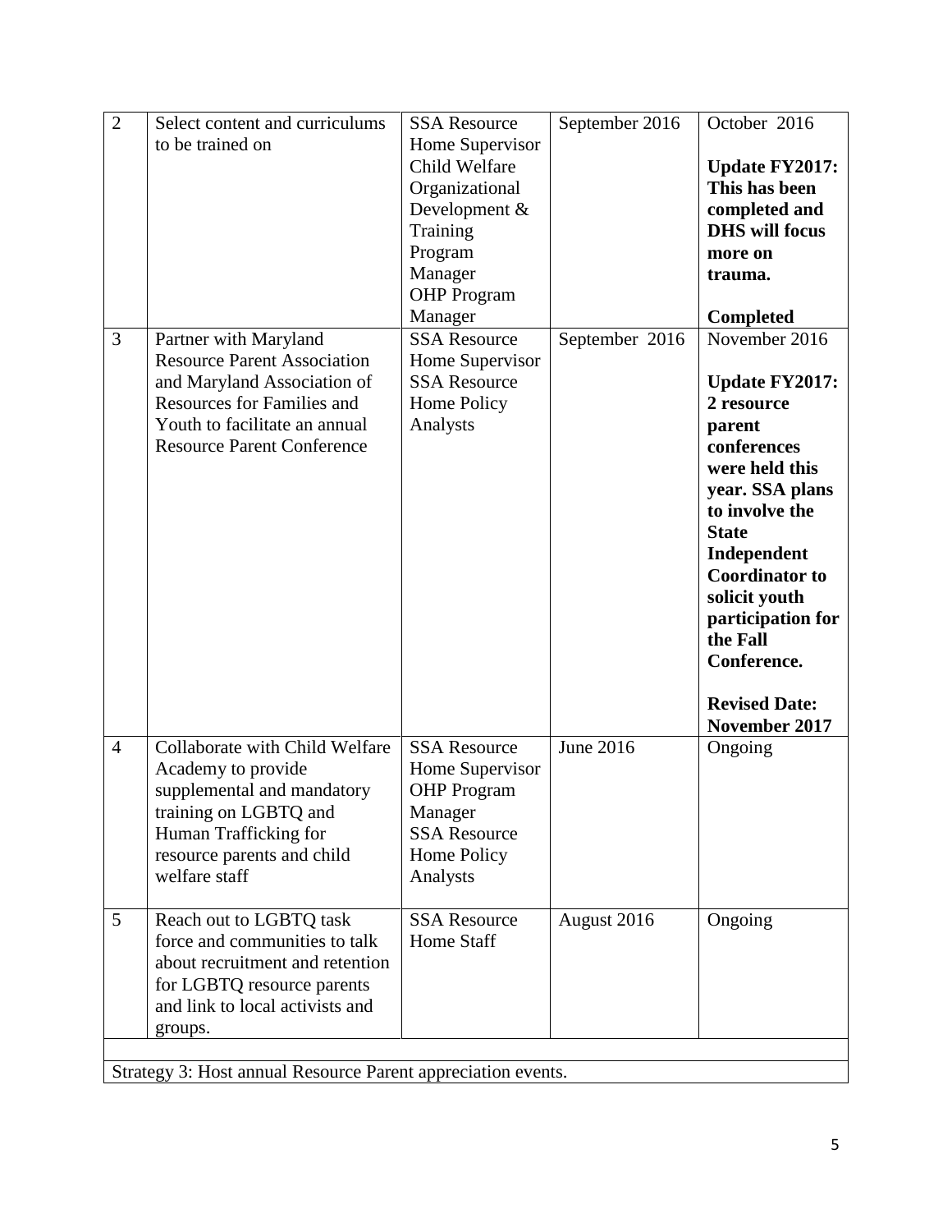| 2 | Select content and curriculums to be trained on | SSA Resource Home Supervisor<br>Child Welfare Organizational Development & Training Program Manager<br>OHP Program Manager | September 2016 | October 2016<br><br>**Update FY2017: This has been completed and DHS will focus more on trauma.**<br><br>**Completed** |
|---|---|---|---|---|
| 3 | Partner with Maryland Resource Parent Association and Maryland Association of Resources for Families and Youth to facilitate an annual Resource Parent Conference | SSA Resource Home Supervisor<br>SSA Resource Home Policy Analysts | September 2016 | November 2016<br><br>**Update FY2017: 2 resource parent conferences were held this year. SSA plans to involve the State Independent Coordinator to solicit youth participation for the Fall Conference.**<br><br>**Revised Date: November 2017** |
| 4 | Collaborate with Child Welfare Academy to provide supplemental and mandatory training on LGBTQ and Human Trafficking for resource parents and child welfare staff | SSA Resource Home Supervisor<br>OHP Program Manager<br>SSA Resource Home Policy Analysts | June 2016 | Ongoing |
| 5 | Reach out to LGBTQ task force and communities to talk about recruitment and retention for LGBTQ resource parents and link to local activists and groups. | SSA Resource Home Staff | August 2016 | Ongoing |
| | | | | |
| Strategy 3: Host annual Resource Parent appreciation events. | | | | |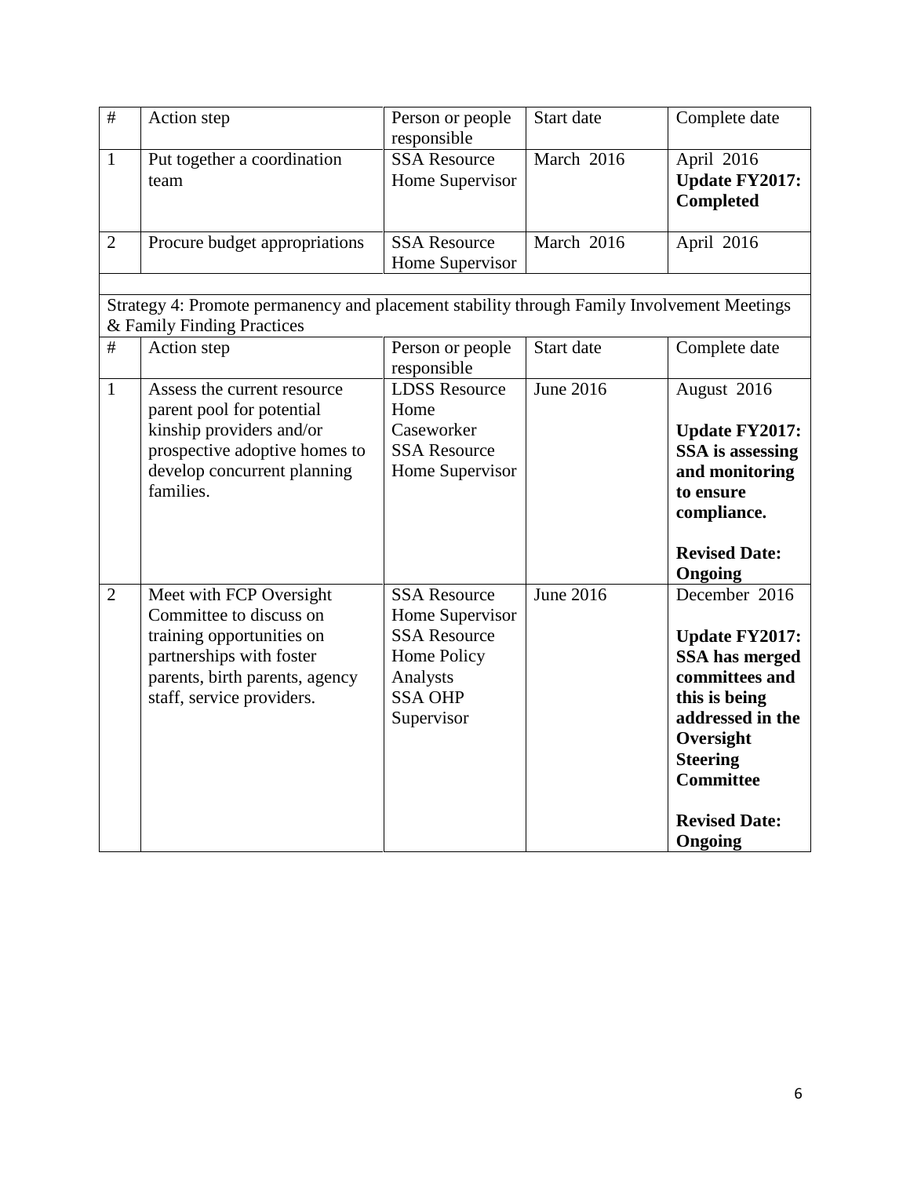| # | Action step | Person or people responsible | Start date | Complete date |
|---|---|---|---|---|
| 1 | Put together a coordination team | SSA Resource Home Supervisor | March 2016 | April 2016 **Update FY2017: Completed** |
| 2 | Procure budget appropriations | SSA Resource Home Supervisor | March 2016 | April 2016 |

Strategy 4: Promote permanency and placement stability through Family Involvement Meetings & Family Finding Practices

| # | Action step | Person or people responsible | Start date | Complete date |
|---|---|---|---|---|
| 1 | Assess the current resource parent pool for potential kinship providers and/or prospective adoptive homes to develop concurrent planning families. | LDSS Resource Home Caseworker SSA Resource Home Supervisor | June 2016 | August 2016 **Update FY2017: SSA is assessing and monitoring to ensure compliance.** **Revised Date: Ongoing** |
| 2 | Meet with FCP Oversight Committee to discuss on training opportunities on partnerships with foster parents, birth parents, agency staff, service providers. | SSA Resource Home Supervisor SSA Resource Home Policy Analysts SSA OHP Supervisor | June 2016 | December 2016 **Update FY2017: SSA has merged committees and this is being addressed in the Oversight Steering Committee** **Revised Date: Ongoing** |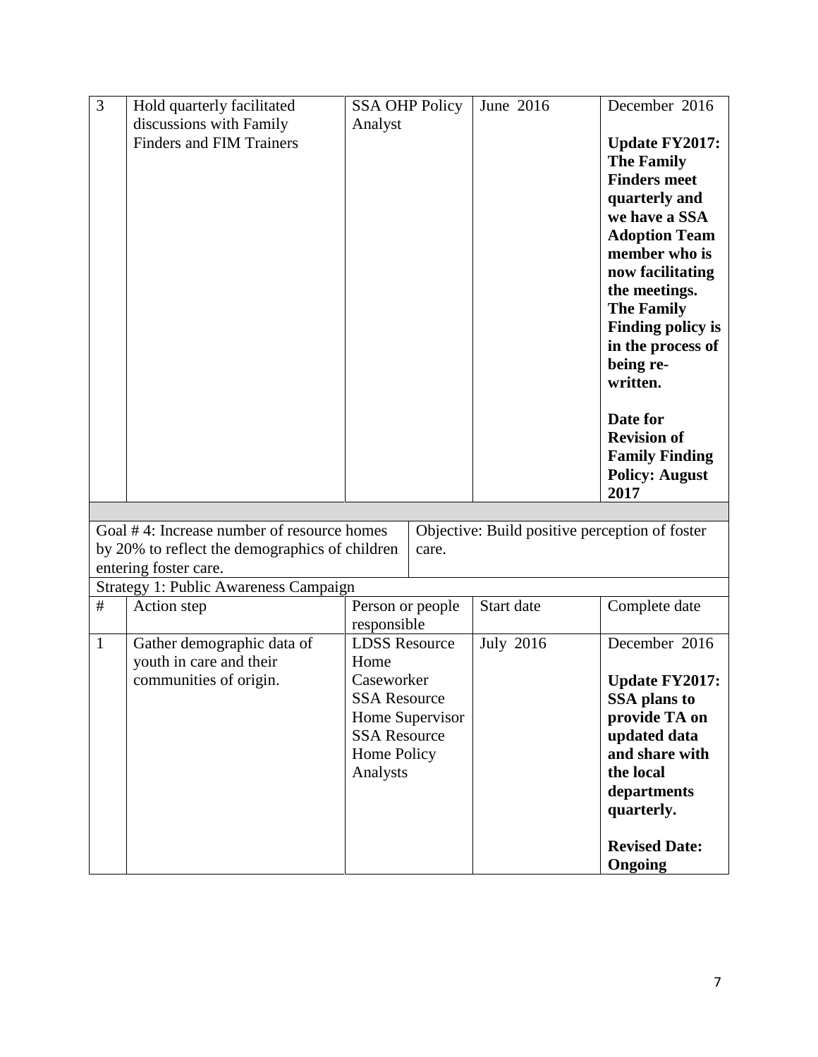| # | Action step | Person or people responsible | Start date | Complete date |
|---|---|---|---|---|
| 3 | Hold quarterly facilitated discussions with Family Finders and FIM Trainers | SSA OHP Policy Analyst | June 2016 | December 2016<br><br>**Update FY2017: The Family Finders meet quarterly and we have a SSA Adoption Team member who is now facilitating the meetings. The Family Finding policy is in the process of being re-written.**<br><br>**Date for Revision of Family Finding Policy: August 2017** |

| Goal # 4: Increase number of resource homes by 20% to reflect the demographics of children entering foster care. | Objective: Build positive perception of foster care. |
|---|---|

**Strategy 1: Public Awareness Campaign**

| # | Action step | Person or people responsible | Start date | Complete date |
|---|---|---|---|---|
| 1 | Gather demographic data of youth in care and their communities of origin. | LDSS Resource Home Caseworker<br>SSA Resource Home Supervisor<br>SSA Resource Home Policy Analysts | July 2016 | December 2016<br><br>**Update FY2017: SSA plans to provide TA on updated data and share with the local departments quarterly.**<br><br>**Revised Date: Ongoing** |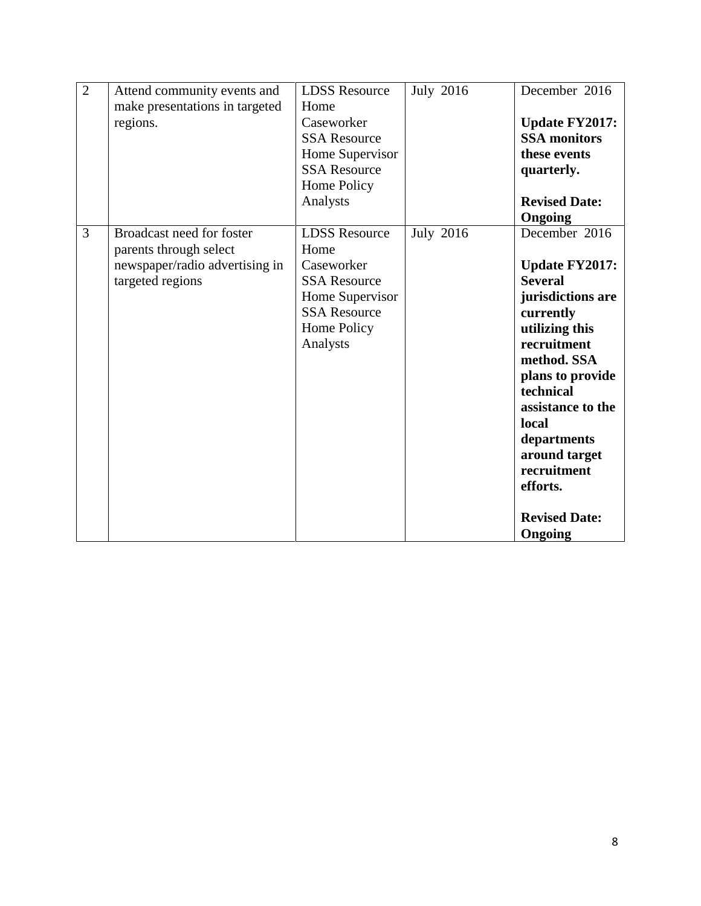| 2 | Attend community events and make presentations in targeted regions. | LDSS Resource Home Caseworker<br>SSA Resource Home Supervisor<br>SSA Resource Home Policy Analysts | July 2016 | December 2016<br><br>**Update FY2017: SSA monitors these events quarterly.**<br><br>**Revised Date: Ongoing** |
|---|---|---|---|---|
| 3 | Broadcast need for foster parents through select newspaper/radio advertising in targeted regions | LDSS Resource Home Caseworker<br>SSA Resource Home Supervisor<br>SSA Resource Home Policy Analysts | July 2016 | December 2016<br><br>**Update FY2017: Several jurisdictions are currently utilizing this recruitment method. SSA plans to provide technical assistance to the local departments around target recruitment efforts.**<br><br>**Revised Date: Ongoing** |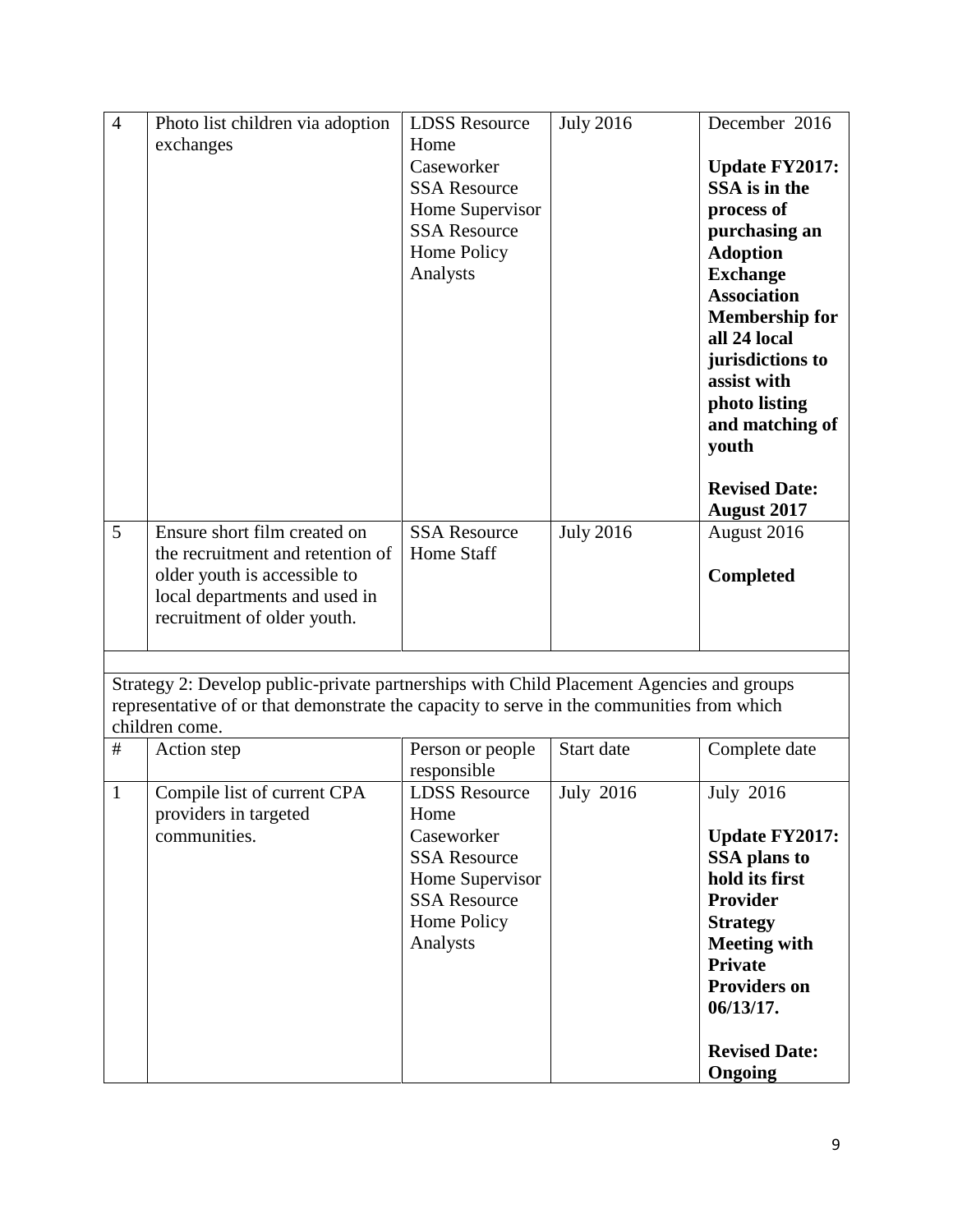| 4 | Photo list children via adoption exchanges | LDSS Resource Home Caseworker<br>SSA Resource Home Supervisor<br>SSA Resource Home Policy Analysts | July 2016 | December 2016<br><br>**Update FY2017: SSA is in the process of purchasing an Adoption Exchange Association Membership for all 24 local jurisdictions to assist with photo listing and matching of youth**<br><br>**Revised Date: August 2017** |
|---|---|---|---|---|
| 5 | Ensure short film created on the recruitment and retention of older youth is accessible to local departments and used in recruitment of older youth. | SSA Resource Home Staff | July 2016 | August 2016<br><br>**Completed** |

Strategy 2: Develop public-private partnerships with Child Placement Agencies and groups representative of or that demonstrate the capacity to serve in the communities from which children come.

| # | Action step | Person or people responsible | Start date | Complete date |
|---|---|---|---|---|
| 1 | Compile list of current CPA providers in targeted communities. | LDSS Resource Home Caseworker<br>SSA Resource Home Supervisor<br>SSA Resource Home Policy Analysts | July 2016 | July 2016<br><br>**Update FY2017: SSA plans to hold its first Provider Strategy Meeting with Private Providers on 06/13/17.**<br><br>**Revised Date: Ongoing** |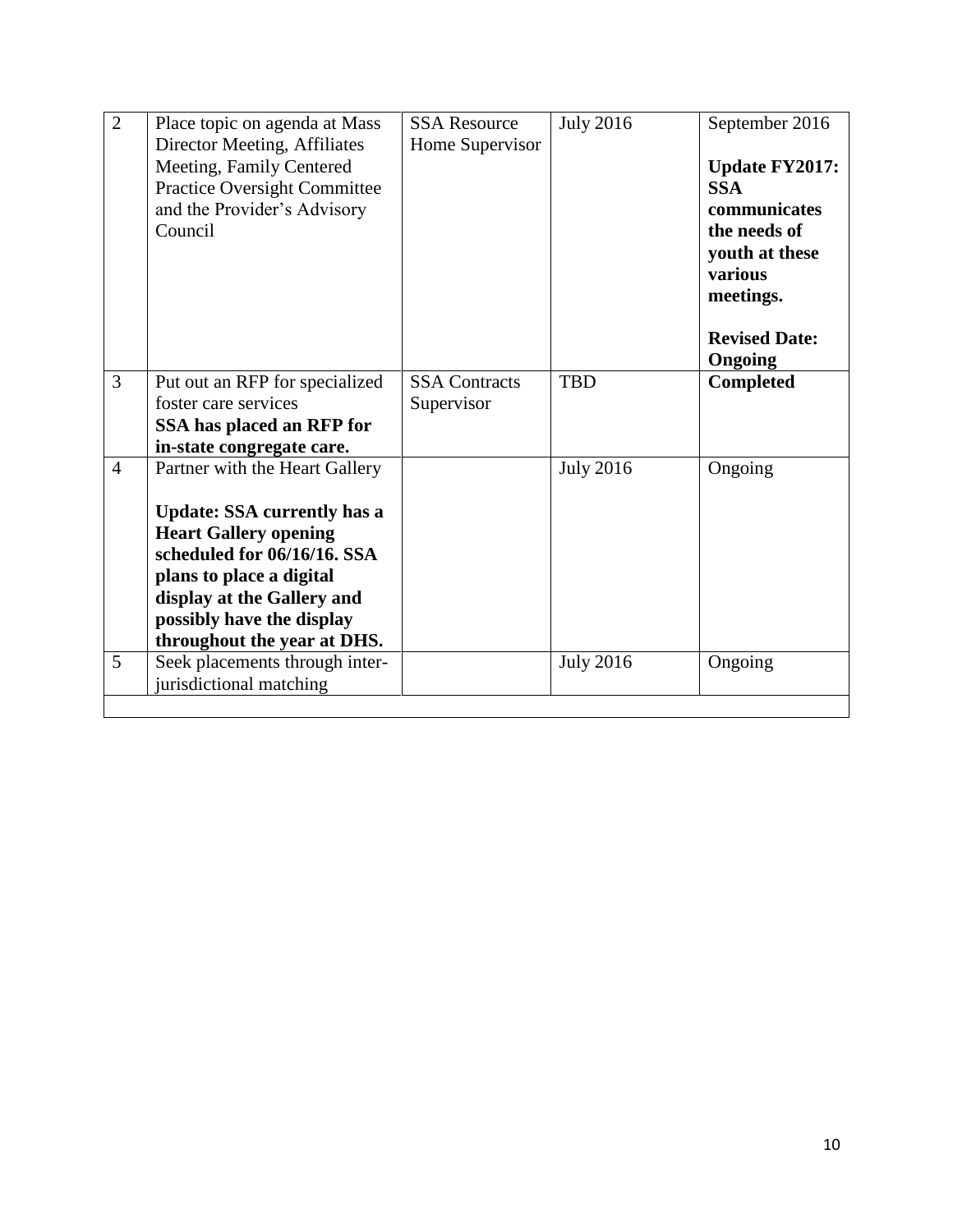| | | | | |
|---|---|---|---|---|
| 2 | Place topic on agenda at Mass Director Meeting, Affiliates Meeting, Family Centered Practice Oversight Committee and the Provider's Advisory Council | SSA Resource Home Supervisor | July 2016 | September 2016<br><br>**Update FY2017: SSA communicates the needs of youth at these various meetings.**<br><br>**Revised Date: Ongoing** |
| 3 | Put out an RFP for specialized foster care services<br>**SSA has placed an RFP for in-state congregate care.** | SSA Contracts Supervisor | TBD | **Completed** |
| 4 | Partner with the Heart Gallery<br><br>**Update: SSA currently has a Heart Gallery opening scheduled for 06/16/16. SSA plans to place a digital display at the Gallery and possibly have the display throughout the year at DHS.** | | July 2016 | Ongoing |
| 5 | Seek placements through inter-jurisdictional matching | | July 2016 | Ongoing |
| | | | | |